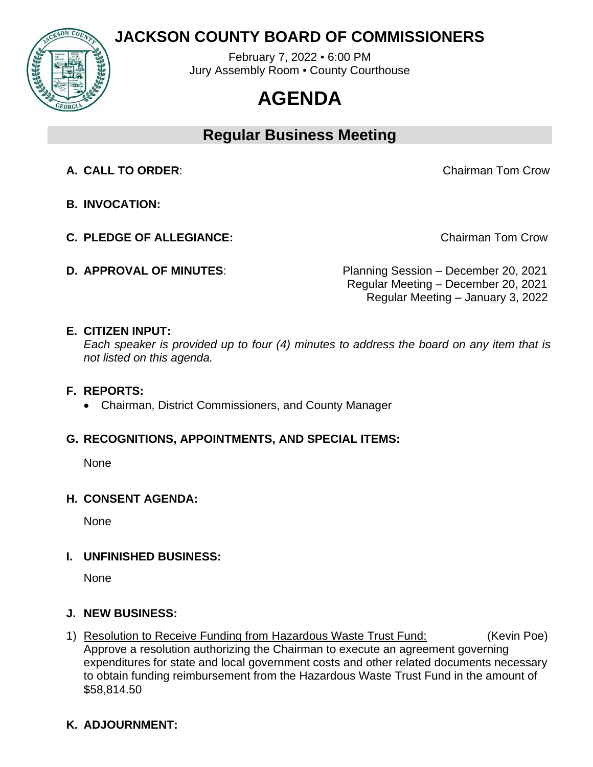# JACKSON COUNTY BOARD OF COMMISSIONERS

February 7, 2022 ▪ 6:00 PM
Jury Assembly Room ▪ County Courthouse

# AGENDA

## Regular Business Meeting

**A. CALL TO ORDER**: Chairman Tom Crow

**B. INVOCATION:**

**C. PLEDGE OF ALLEGIANCE:** Chairman Tom Crow

**D. APPROVAL OF MINUTES**:
Planning Session – December 20, 2021
Regular Meeting – December 20, 2021
Regular Meeting – January 3, 2022

**E. CITIZEN INPUT:**
*Each speaker is provided up to four (4) minutes to address the board on any item that is not listed on this agenda.*

**F. REPORTS:**

- Chairman, District Commissioners, and County Manager

**G. RECOGNITIONS, APPOINTMENTS, AND SPECIAL ITEMS:**

None

**H. CONSENT AGENDA:**

None

**I. UNFINISHED BUSINESS:**

None

**J. NEW BUSINESS:**

1) Resolution to Receive Funding from Hazardous Waste Trust Fund: (Kevin Poe)
Approve a resolution authorizing the Chairman to execute an agreement governing expenditures for state and local government costs and other related documents necessary to obtain funding reimbursement from the Hazardous Waste Trust Fund in the amount of $58,814.50

**K. ADJOURNMENT:**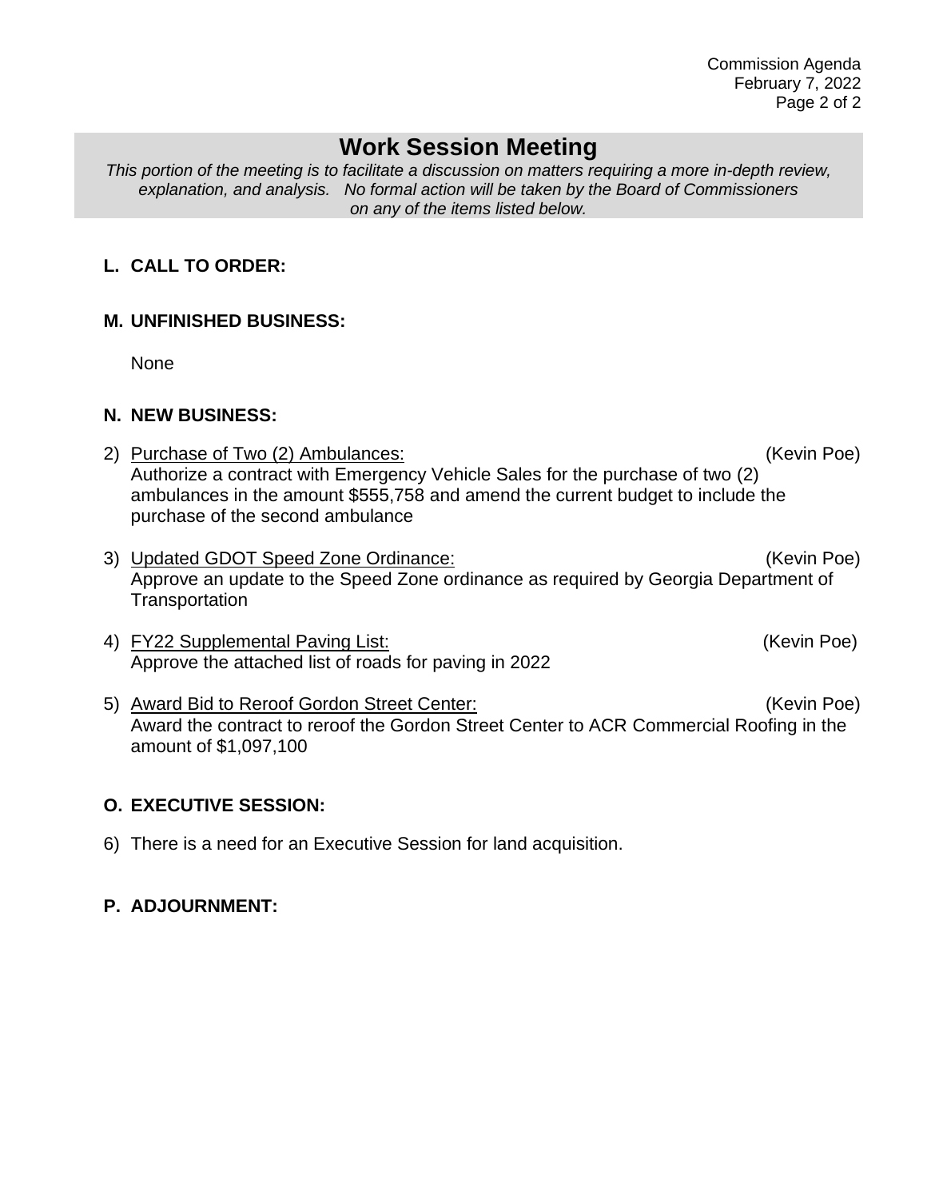# Work Session Meeting

*This portion of the meeting is to facilitate a discussion on matters requiring a more in-depth review, explanation, and analysis. No formal action will be taken by the Board of Commissioners on any of the items listed below.*

## L. CALL TO ORDER:

## M. UNFINISHED BUSINESS:

None

## N. NEW BUSINESS:

2) Purchase of Two (2) Ambulances: (Kevin Poe)
   Authorize a contract with Emergency Vehicle Sales for the purchase of two (2) ambulances in the amount $555,758 and amend the current budget to include the purchase of the second ambulance

3) Updated GDOT Speed Zone Ordinance: (Kevin Poe)
   Approve an update to the Speed Zone ordinance as required by Georgia Department of Transportation

4) FY22 Supplemental Paving List: (Kevin Poe)
   Approve the attached list of roads for paving in 2022

5) Award Bid to Reroof Gordon Street Center: (Kevin Poe)
   Award the contract to reroof the Gordon Street Center to ACR Commercial Roofing in the amount of $1,097,100

## O. EXECUTIVE SESSION:

6) There is a need for an Executive Session for land acquisition.

## P. ADJOURNMENT: